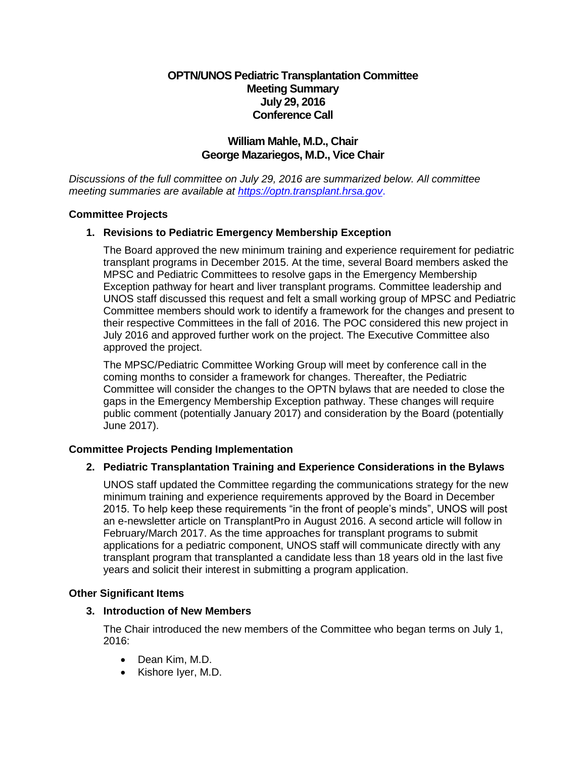# OPTN/UNOS Pediatric Transplantation Committee
# Meeting Summary
# July 29, 2016
# Conference Call

## William Mahle, M.D., Chair
## George Mazariegos, M.D., Vice Chair

*Discussions of the full committee on July 29, 2016 are summarized below. All committee meeting summaries are available at [https://optn.transplant.hrsa.gov](https://optn.transplant.hrsa.gov).*

### Committee Projects

**1. Revisions to Pediatric Emergency Membership Exception**

The Board approved the new minimum training and experience requirement for pediatric transplant programs in December 2015. At the time, several Board members asked the MPSC and Pediatric Committees to resolve gaps in the Emergency Membership Exception pathway for heart and liver transplant programs. Committee leadership and UNOS staff discussed this request and felt a small working group of MPSC and Pediatric Committee members should work to identify a framework for the changes and present to their respective Committees in the fall of 2016. The POC considered this new project in July 2016 and approved further work on the project. The Executive Committee also approved the project.

The MPSC/Pediatric Committee Working Group will meet by conference call in the coming months to consider a framework for changes. Thereafter, the Pediatric Committee will consider the changes to the OPTN bylaws that are needed to close the gaps in the Emergency Membership Exception pathway. These changes will require public comment (potentially January 2017) and consideration by the Board (potentially June 2017).

### Committee Projects Pending Implementation

**2. Pediatric Transplantation Training and Experience Considerations in the Bylaws**

UNOS staff updated the Committee regarding the communications strategy for the new minimum training and experience requirements approved by the Board in December 2015. To help keep these requirements "in the front of people's minds", UNOS will post an e-newsletter article on TransplantPro in August 2016. A second article will follow in February/March 2017. As the time approaches for transplant programs to submit applications for a pediatric component, UNOS staff will communicate directly with any transplant program that transplanted a candidate less than 18 years old in the last five years and solicit their interest in submitting a program application.

### Other Significant Items

**3. Introduction of New Members**

The Chair introduced the new members of the Committee who began terms on July 1, 2016:

- Dean Kim, M.D.
- Kishore Iyer, M.D.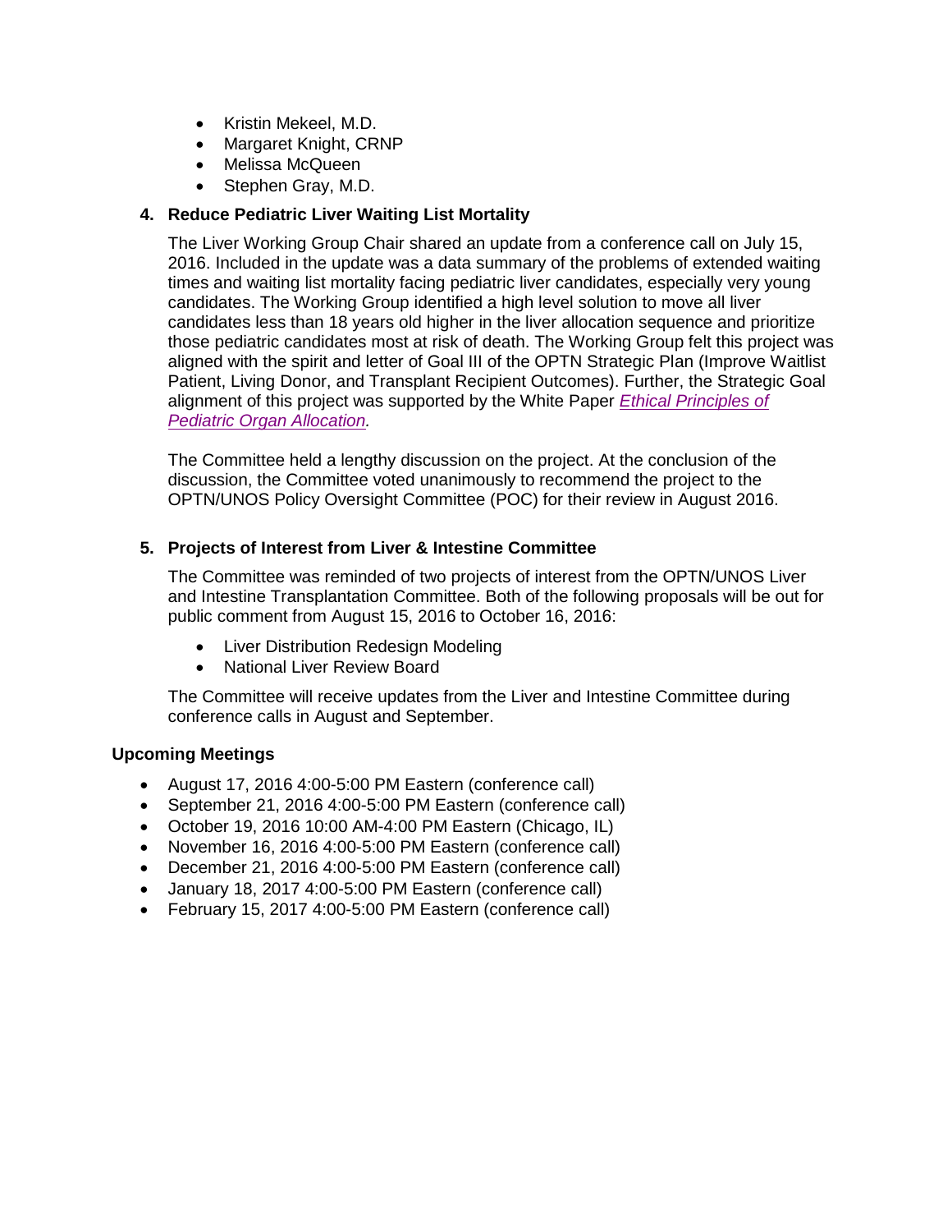- Kristin Mekeel, M.D.
- Margaret Knight, CRNP
- Melissa McQueen
- Stephen Gray, M.D.

**4. Reduce Pediatric Liver Waiting List Mortality**

The Liver Working Group Chair shared an update from a conference call on July 15, 2016. Included in the update was a data summary of the problems of extended waiting times and waiting list mortality facing pediatric liver candidates, especially very young candidates. The Working Group identified a high level solution to move all liver candidates less than 18 years old higher in the liver allocation sequence and prioritize those pediatric candidates most at risk of death. The Working Group felt this project was aligned with the spirit and letter of Goal III of the OPTN Strategic Plan (Improve Waitlist Patient, Living Donor, and Transplant Recipient Outcomes). Further, the Strategic Goal alignment of this project was supported by the White Paper *Ethical Principles of Pediatric Organ Allocation.*

The Committee held a lengthy discussion on the project. At the conclusion of the discussion, the Committee voted unanimously to recommend the project to the OPTN/UNOS Policy Oversight Committee (POC) for their review in August 2016.

**5. Projects of Interest from Liver & Intestine Committee**

The Committee was reminded of two projects of interest from the OPTN/UNOS Liver and Intestine Transplantation Committee. Both of the following proposals will be out for public comment from August 15, 2016 to October 16, 2016:

- Liver Distribution Redesign Modeling
- National Liver Review Board

The Committee will receive updates from the Liver and Intestine Committee during conference calls in August and September.

**Upcoming Meetings**

- August 17, 2016 4:00-5:00 PM Eastern (conference call)
- September 21, 2016 4:00-5:00 PM Eastern (conference call)
- October 19, 2016 10:00 AM-4:00 PM Eastern (Chicago, IL)
- November 16, 2016 4:00-5:00 PM Eastern (conference call)
- December 21, 2016 4:00-5:00 PM Eastern (conference call)
- January 18, 2017 4:00-5:00 PM Eastern (conference call)
- February 15, 2017 4:00-5:00 PM Eastern (conference call)